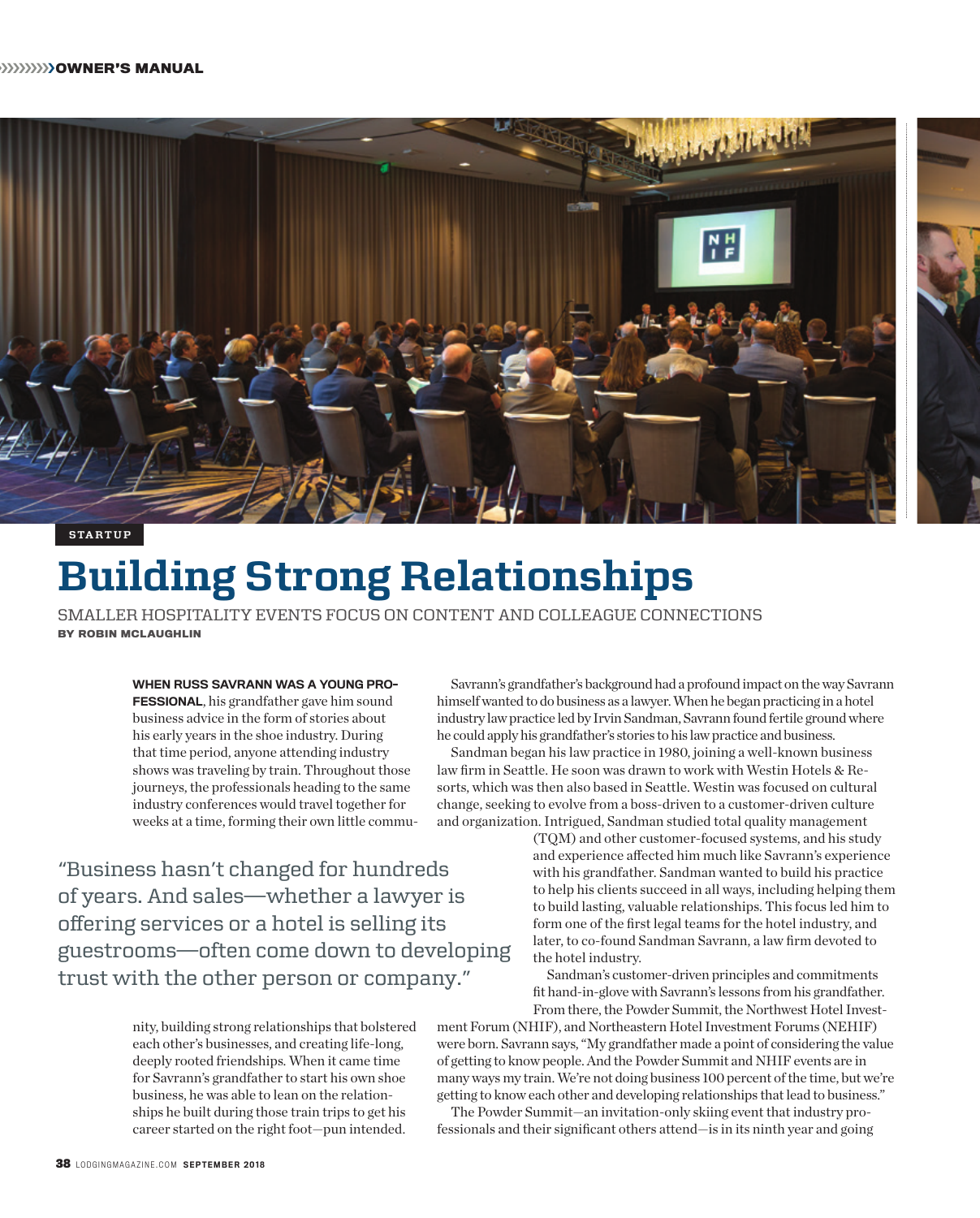STARTUP

# Building Strong Relationships

## SMALLER HOSPITALITY EVENTS FOCUS ON CONTENT AND COLLEAGUE CONNECTIONS

**BY ROBIN MCLAUGHLIN**

**WHEN RUSS SAVRANN WAS A YOUNG PROFESSIONAL**, his grandfather gave him sound business advice in the form of stories about his early years in the shoe industry. During that time period, anyone attending industry shows was traveling by train. Throughout those journeys, the professionals heading to the same industry conferences would travel together for weeks at a time, forming their own little community, building strong relationships that bolstered each other's businesses, and creating life-long, deeply rooted friendships. When it came time for Savrann's grandfather to start his own shoe business, he was able to lean on the relationships he built during those train trips to get his career started on the right foot—pun intended.

> "Business hasn't changed for hundreds of years. And sales—whether a lawyer is offering services or a hotel is selling its guestrooms—often come down to developing trust with the other person or company."

Savrann's grandfather's background had a profound impact on the way Savrann himself wanted to do business as a lawyer. When he began practicing in a hotel industry law practice led by Irvin Sandman, Savrann found fertile ground where he could apply his grandfather's stories to his law practice and business.

Sandman began his law practice in 1980, joining a well-known business law firm in Seattle. He soon was drawn to work with Westin Hotels & Resorts, which was then also based in Seattle. Westin was focused on cultural change, seeking to evolve from a boss-driven to a customer-driven culture and organization. Intrigued, Sandman studied total quality management (TQM) and other customer-focused systems, and his study and experience affected him much like Savrann's experience with his grandfather. Sandman wanted to build his practice to help his clients succeed in all ways, including helping them to build lasting, valuable relationships. This focus led him to form one of the first legal teams for the hotel industry, and later, to co-found Sandman Savrann, a law firm devoted to the hotel industry.

Sandman's customer-driven principles and commitments fit hand-in-glove with Savrann's lessons from his grandfather. From there, the Powder Summit, the Northwest Hotel Investment Forum (NHIF), and Northeastern Hotel Investment Forums (NEHIF) were born. Savrann says, "My grandfather made a point of considering the value of getting to know people. And the Powder Summit and NHIF events are in many ways my train. We're not doing business 100 percent of the time, but we're getting to know each other and developing relationships that lead to business."

The Powder Summit—an invitation-only skiing event that industry professionals and their significant others attend—is in its ninth year and going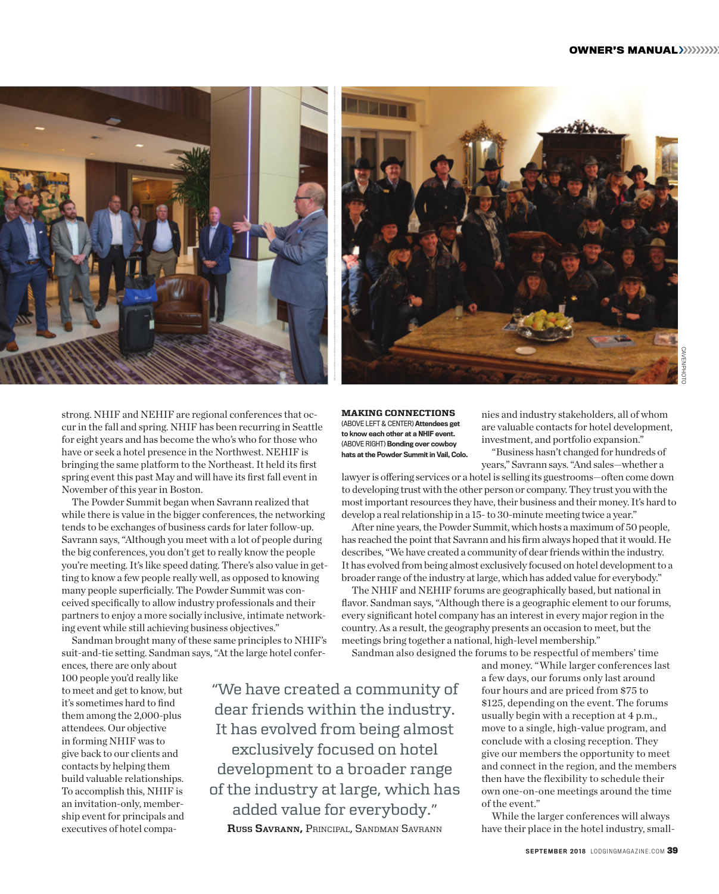strong. NHIF and NEHIF are regional conferences that occur in the fall and spring. NHIF has been recurring in Seattle for eight years and has become the who's who for those who have or seek a hotel presence in the Northwest. NEHIF is bringing the same platform to the Northeast. It held its first spring event this past May and will have its first fall event in November of this year in Boston.

The Powder Summit began when Savrann realized that while there is value in the bigger conferences, the networking tends to be exchanges of business cards for later follow-up. Savrann says, "Although you meet with a lot of people during the big conferences, you don't get to really know the people you're meeting. It's like speed dating. There's also value in getting to know a few people really well, as opposed to knowing many people superficially. The Powder Summit was conceived specifically to allow industry professionals and their partners to enjoy a more socially inclusive, intimate networking event while still achieving business objectives."

Sandman brought many of these same principles to NHIF's suit-and-tie setting. Sandman says, "At the large hotel conferences, there are only about 100 people you'd really like to meet and get to know, but it's sometimes hard to find them among the 2,000-plus attendees. Our objective in forming NHIF was to give back to our clients and contacts by helping them build valuable relationships. To accomplish this, NHIF is an invitation-only, membership event for principals and executives of hotel companies and industry stakeholders, all of whom are valuable contacts for hotel development, investment, and portfolio expansion."

**MAKING CONNECTIONS**
(ABOVE LEFT & CENTER) **Attendees get to know each other at a NHIF event.** (ABOVE RIGHT) **Bonding over cowboy hats at the Powder Summit in Vail, Colo.**

"Business hasn't changed for hundreds of years," Savrann says. "And sales—whether a lawyer is offering services or a hotel is selling its guestrooms—often come down to developing trust with the other person or company. They trust you with the most important resources they have, their business and their money. It's hard to develop a real relationship in a 15- to 30-minute meeting twice a year."

After nine years, the Powder Summit, which hosts a maximum of 50 people, has reached the point that Savrann and his firm always hoped that it would. He describes, "We have created a community of dear friends within the industry. It has evolved from being almost exclusively focused on hotel development to a broader range of the industry at large, which has added value for everybody."

The NHIF and NEHIF forums are geographically based, but national in flavor. Sandman says, "Although there is a geographic element to our forums, every significant hotel company has an interest in every major region in the country. As a result, the geography presents an occasion to meet, but the meetings bring together a national, high-level membership."

Sandman also designed the forums to be respectful of members' time and money. "While larger conferences last a few days, our forums only last around four hours and are priced from $75 to $125, depending on the event. The forums usually begin with a reception at 4 p.m., move to a single, high-value program, and conclude with a closing reception. They give our members the opportunity to meet and connect in the region, and the members then have the flexibility to schedule their own one-on-one meetings around the time of the event."

> "We have created a community of dear friends within the industry. It has evolved from being almost exclusively focused on hotel development to a broader range of the industry at large, which has added value for everybody."
>
> **Russ Savrann,** Principal, Sandman Savrann

While the larger conferences will always have their place in the hotel industry, small-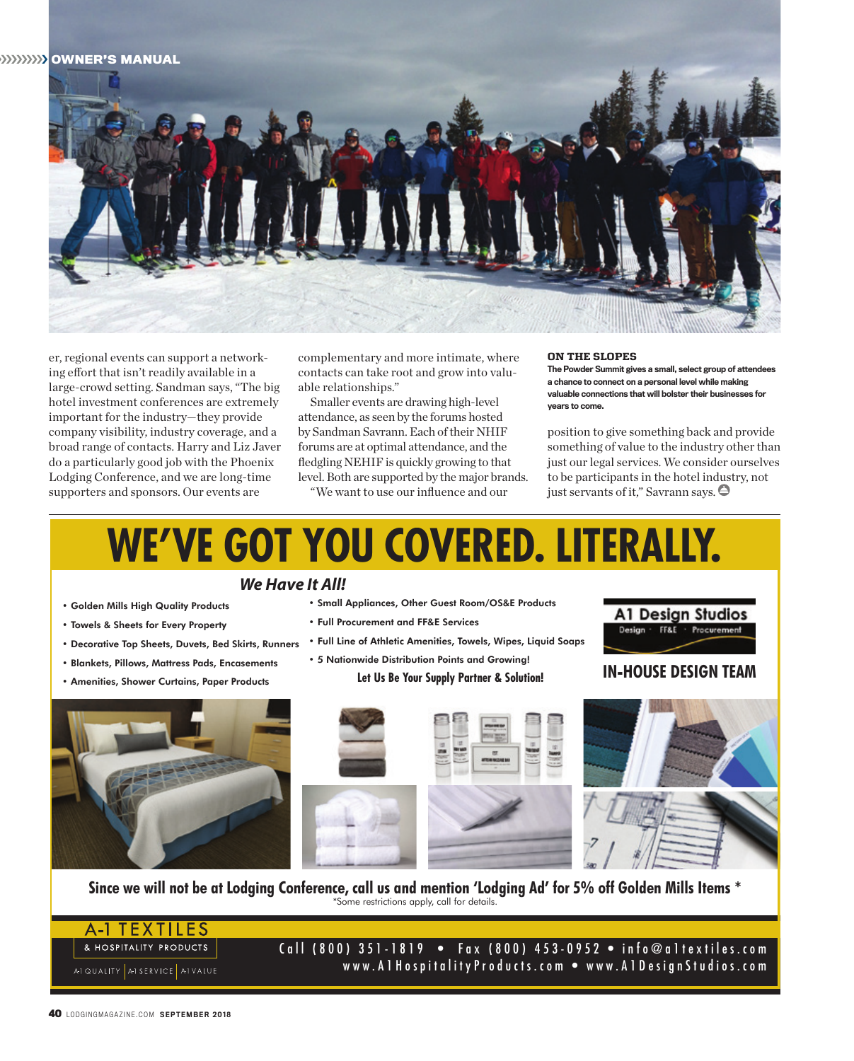er, regional events can support a networking effort that isn't readily available in a large-crowd setting. Sandman says, "The big hotel investment conferences are extremely important for the industry—they provide company visibility, industry coverage, and a broad range of contacts. Harry and Liz Javer do a particularly good job with the Phoenix Lodging Conference, and we are long-time supporters and sponsors. Our events are complementary and more intimate, where contacts can take root and grow into valuable relationships."

Smaller events are drawing high-level attendance, as seen by the forums hosted by Sandman Savrann. Each of their NHIF forums are at optimal attendance, and the fledgling NEHIF is quickly growing to that level. Both are supported by the major brands.

"We want to use our influence and our position to give something back and provide something of value to the industry other than just our legal services. We consider ourselves to be participants in the hotel industry, not just servants of it," Savrann says.

**ON THE SLOPES**
**The Powder Summit gives a small, select group of attendees a chance to connect on a personal level while making valuable connections that will bolster their businesses for years to come.**

---

# WE'VE GOT YOU COVERED. LITERALLY.

***We Have It All!***

- Golden Mills High Quality Products
- Towels & Sheets for Every Property
- Decorative Top Sheets, Duvets, Bed Skirts, Runners
- Blankets, Pillows, Mattress Pads, Encasements
- Amenities, Shower Curtains, Paper Products
- Small Appliances, Other Guest Room/OS&E Products
- Full Procurement and FF&E Services
- Full Line of Athletic Amenities, Towels, Wipes, Liquid Soaps
- 5 Nationwide Distribution Points and Growing!

**Let Us Be Your Supply Partner & Solution!**

A1 Design Studios
Design · FF&E · Procurement

**IN-HOUSE DESIGN TEAM**

**Since we will not be at Lodging Conference, call us and mention 'Lodging Ad' for 5% off Golden Mills Items \***
*Some restrictions apply, call for details.

A-1 TEXTILES
& HOSPITALITY PRODUCTS
A-1 QUALITY | A-1 SERVICE | A-1 VALUE

Call (800) 351-1819 • Fax (800) 453-0952 • info@a1textiles.com
www.A1HospitalityProducts.com • www.A1DesignStudios.com